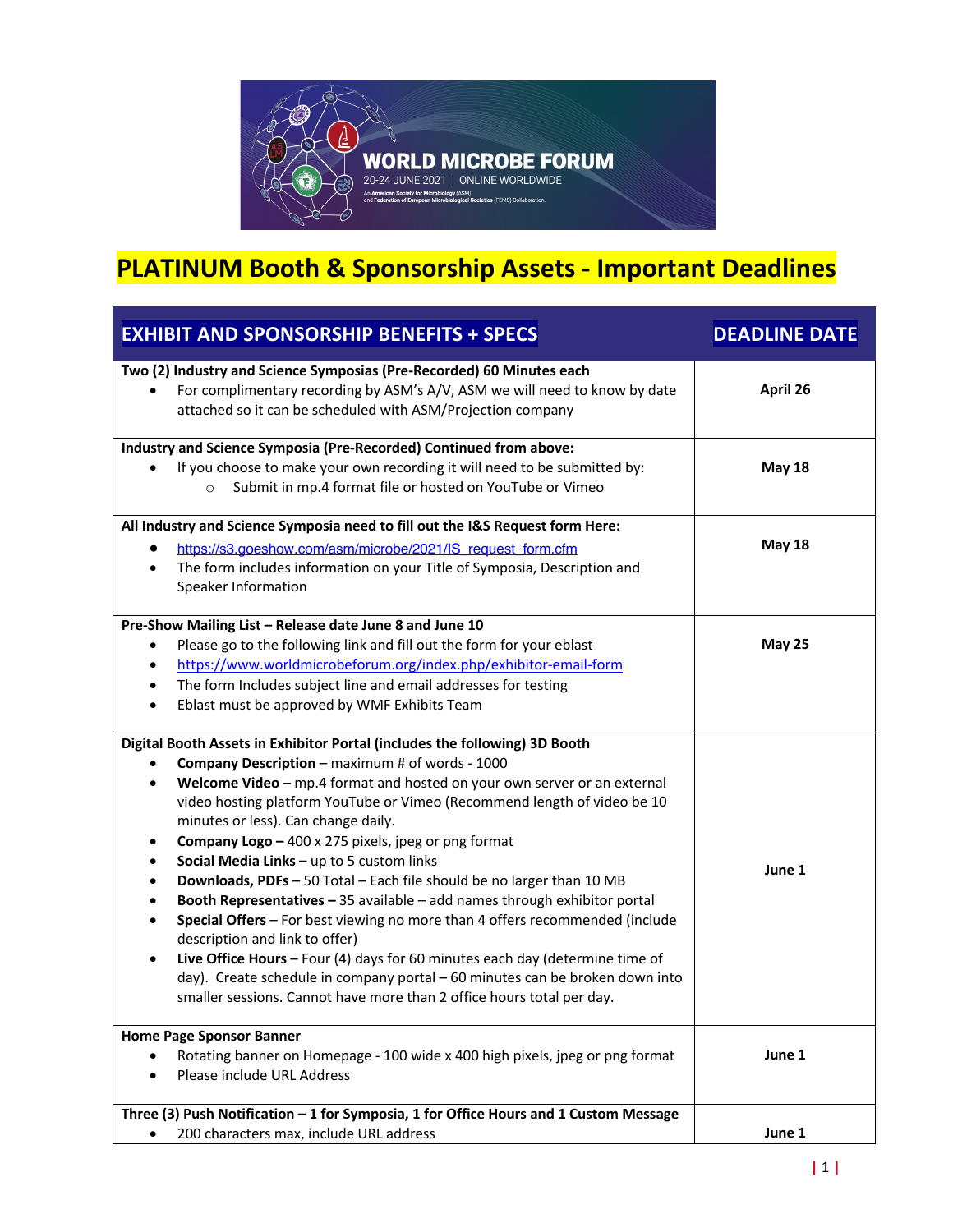# PLATINUM Booth & Sponsorship Assets - Important Deadlines

| EXHIBIT AND SPONSORSHIP BENEFITS + SPECS | DEADLINE DATE |
|---|---|
| **Two (2) Industry and Science Symposia (Pre-Recorded) 60 Minutes each**<br>• For complimentary recording by ASM's A/V, ASM we will need to know by date attached so it can be scheduled with ASM/Projection company | **April 26** |
| **Industry and Science Symposia (Pre-Recorded) Continued from above:**<br>• If you choose to make your own recording it will need to be submitted by:<br>  ○ Submit in mp.4 format file or hosted on YouTube or Vimeo | **May 18** |
| **All Industry and Science Symposia need to fill out the I&S Request form Here:**<br>• https://s3.goeshow.com/asm/microbe/2021/IS_request_form.cfm<br>• The form includes information on your Title of Symposia, Description and Speaker Information | **May 18** |
| **Pre-Show Mailing List – Release date June 8 and June 10**<br>• Please go to the following link and fill out the form for your eblast<br>• https://www.worldmicrobeforum.org/index.php/exhibitor-email-form<br>• The form Includes subject line and email addresses for testing<br>• Eblast must be approved by WMF Exhibits Team | **May 25** |
| **Digital Booth Assets in Exhibitor Portal (includes the following) 3D Booth**<br>• **Company Description** – maximum # of words - 1000<br>• **Welcome Video** – mp.4 format and hosted on your own server or an external video hosting platform YouTube or Vimeo (Recommend length of video be 10 minutes or less). Can change daily.<br>• **Company Logo –** 400 x 275 pixels, jpeg or png format<br>• **Social Media Links –** up to 5 custom links<br>• **Downloads, PDFs** – 50 Total – Each file should be no larger than 10 MB<br>• **Booth Representatives –** 35 available – add names through exhibitor portal<br>• **Special Offers** – For best viewing no more than 4 offers recommended (include description and link to offer)<br>• **Live Office Hours** – Four (4) days for 60 minutes each day (determine time of day). Create schedule in company portal – 60 minutes can be broken down into smaller sessions. Cannot have more than 2 office hours total per day. | **June 1** |
| **Home Page Sponsor Banner**<br>• Rotating banner on Homepage - 100 wide x 400 high pixels, jpeg or png format<br>• Please include URL Address | **June 1** |
| **Three (3) Push Notification – 1 for Sympasia, 1 for Office Hours and 1 Custom Message**<br>• 200 characters max, include URL address | **June 1** |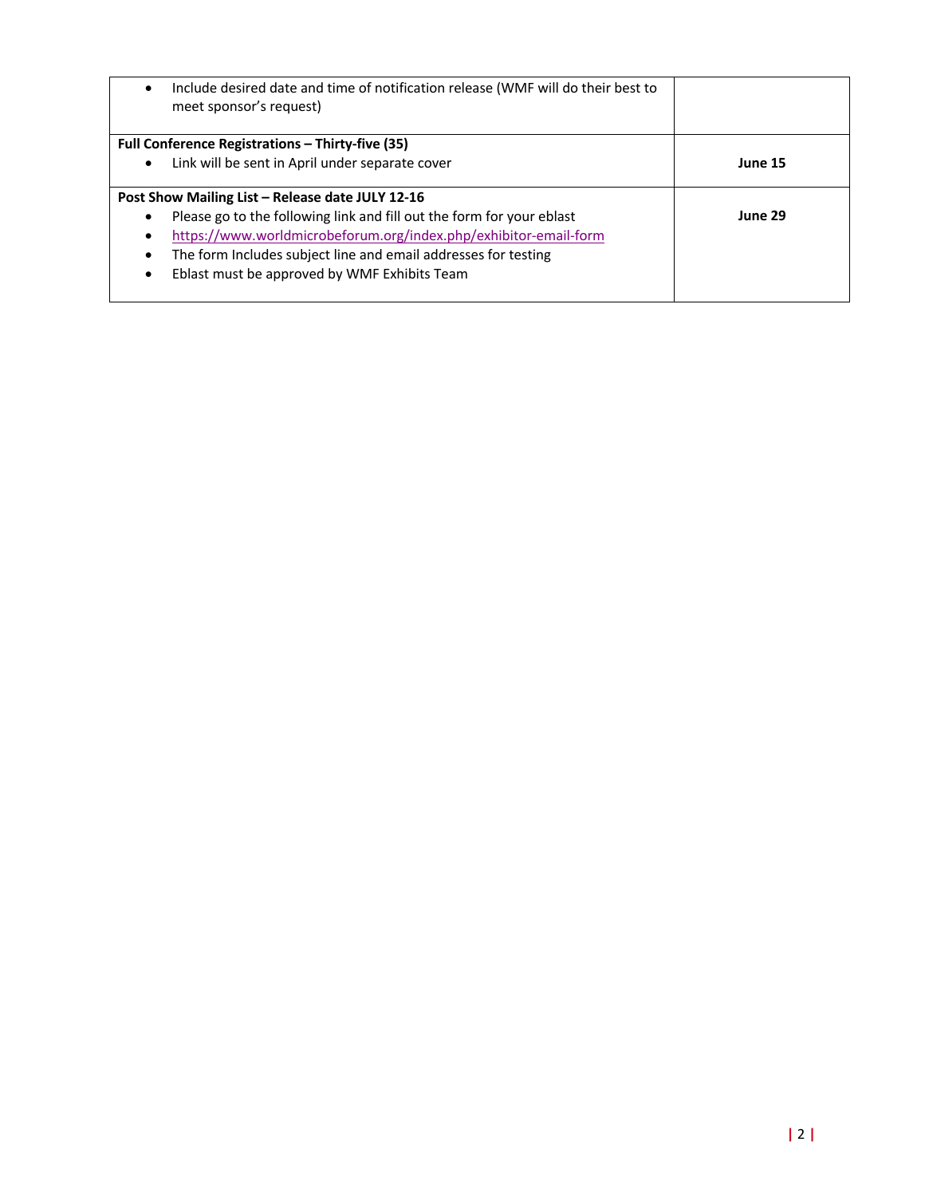| | |
|---|---|
| <ul><li>Include desired date and time of notification release (WMF will do their best to meet sponsor's request)</li></ul> | |
| **Full Conference Registrations – Thirty-five (35)**<ul><li>Link will be sent in April under separate cover</li></ul> | **June 15** |
| **Post Show Mailing List – Release date JULY 12-16**<ul><li>Please go to the following link and fill out the form for your eblast</li><li>https://www.worldmicrobeforum.org/index.php/exhibitor-email-form</li><li>The form Includes subject line and email addresses for testing</li><li>Eblast must be approved by WMF Exhibits Team</li></ul> | **June 29** |